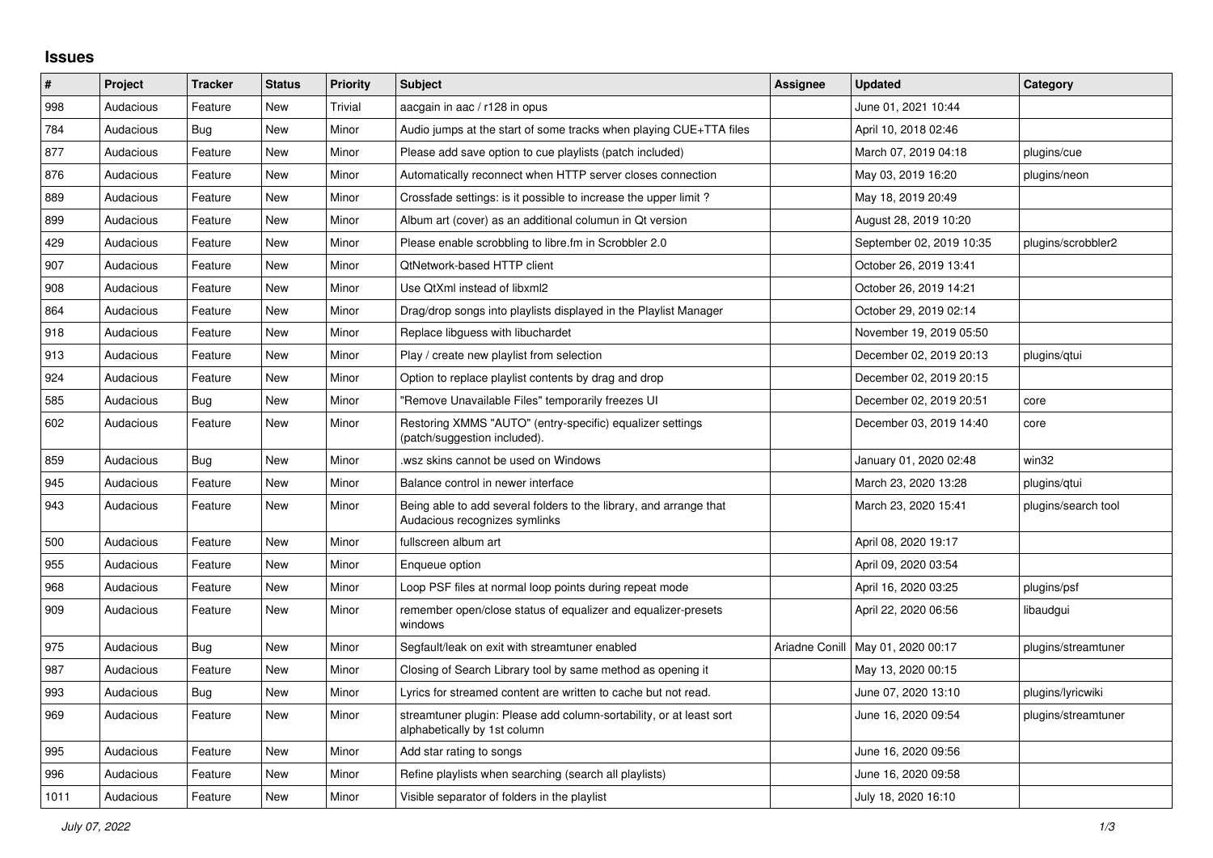## Issues

| # | Project | Tracker | Status | Priority | Subject | Assignee | Updated | Category |
|---|---|---|---|---|---|---|---|---|
| 998 | Audacious | Feature | New | Trivial | aacgain in aac / r128 in opus | | June 01, 2021 10:44 | |
| 784 | Audacious | Bug | New | Minor | Audio jumps at the start of some tracks when playing CUE+TTA files | | April 10, 2018 02:46 | |
| 877 | Audacious | Feature | New | Minor | Please add save option to cue playlists (patch included) | | March 07, 2019 04:18 | plugins/cue |
| 876 | Audacious | Feature | New | Minor | Automatically reconnect when HTTP server closes connection | | May 03, 2019 16:20 | plugins/neon |
| 889 | Audacious | Feature | New | Minor | Crossfade settings: is it possible to increase the upper limit ? | | May 18, 2019 20:49 | |
| 899 | Audacious | Feature | New | Minor | Album art (cover) as an additional columun in Qt version | | August 28, 2019 10:20 | |
| 429 | Audacious | Feature | New | Minor | Please enable scrobbling to libre.fm in Scrobbler 2.0 | | September 02, 2019 10:35 | plugins/scrobbler2 |
| 907 | Audacious | Feature | New | Minor | QtNetwork-based HTTP client | | October 26, 2019 13:41 | |
| 908 | Audacious | Feature | New | Minor | Use QtXml instead of libxml2 | | October 26, 2019 14:21 | |
| 864 | Audacious | Feature | New | Minor | Drag/drop songs into playlists displayed in the Playlist Manager | | October 29, 2019 02:14 | |
| 918 | Audacious | Feature | New | Minor | Replace libguess with libuchardet | | November 19, 2019 05:50 | |
| 913 | Audacious | Feature | New | Minor | Play / create new playlist from selection | | December 02, 2019 20:13 | plugins/qtui |
| 924 | Audacious | Feature | New | Minor | Option to replace playlist contents by drag and drop | | December 02, 2019 20:15 | |
| 585 | Audacious | Bug | New | Minor | "Remove Unavailable Files" temporarily freezes UI | | December 02, 2019 20:51 | core |
| 602 | Audacious | Feature | New | Minor | Restoring XMMS "AUTO" (entry-specific) equalizer settings (patch/suggestion included). | | December 03, 2019 14:40 | core |
| 859 | Audacious | Bug | New | Minor | .wsz skins cannot be used on Windows | | January 01, 2020 02:48 | win32 |
| 945 | Audacious | Feature | New | Minor | Balance control in newer interface | | March 23, 2020 13:28 | plugins/qtui |
| 943 | Audacious | Feature | New | Minor | Being able to add several folders to the library, and arrange that Audacious recognizes symlinks | | March 23, 2020 15:41 | plugins/search tool |
| 500 | Audacious | Feature | New | Minor | fullscreen album art | | April 08, 2020 19:17 | |
| 955 | Audacious | Feature | New | Minor | Enqueue option | | April 09, 2020 03:54 | |
| 968 | Audacious | Feature | New | Minor | Loop PSF files at normal loop points during repeat mode | | April 16, 2020 03:25 | plugins/psf |
| 909 | Audacious | Feature | New | Minor | remember open/close status of equalizer and equalizer-presets windows | | April 22, 2020 06:56 | libaudgui |
| 975 | Audacious | Bug | New | Minor | Segfault/leak on exit with streamtuner enabled | Ariadne Conill | May 01, 2020 00:17 | plugins/streamtuner |
| 987 | Audacious | Feature | New | Minor | Closing of Search Library tool by same method as opening it | | May 13, 2020 00:15 | |
| 993 | Audacious | Bug | New | Minor | Lyrics for streamed content are written to cache but not read. | | June 07, 2020 13:10 | plugins/lyricwiki |
| 969 | Audacious | Feature | New | Minor | streamtuner plugin: Please add column-sortability, or at least sort alphabetically by 1st column | | June 16, 2020 09:54 | plugins/streamtuner |
| 995 | Audacious | Feature | New | Minor | Add star rating to songs | | June 16, 2020 09:56 | |
| 996 | Audacious | Feature | New | Minor | Refine playlists when searching (search all playlists) | | June 16, 2020 09:58 | |
| 1011 | Audacious | Feature | New | Minor | Visible separator of folders in the playlist | | July 18, 2020 16:10 | |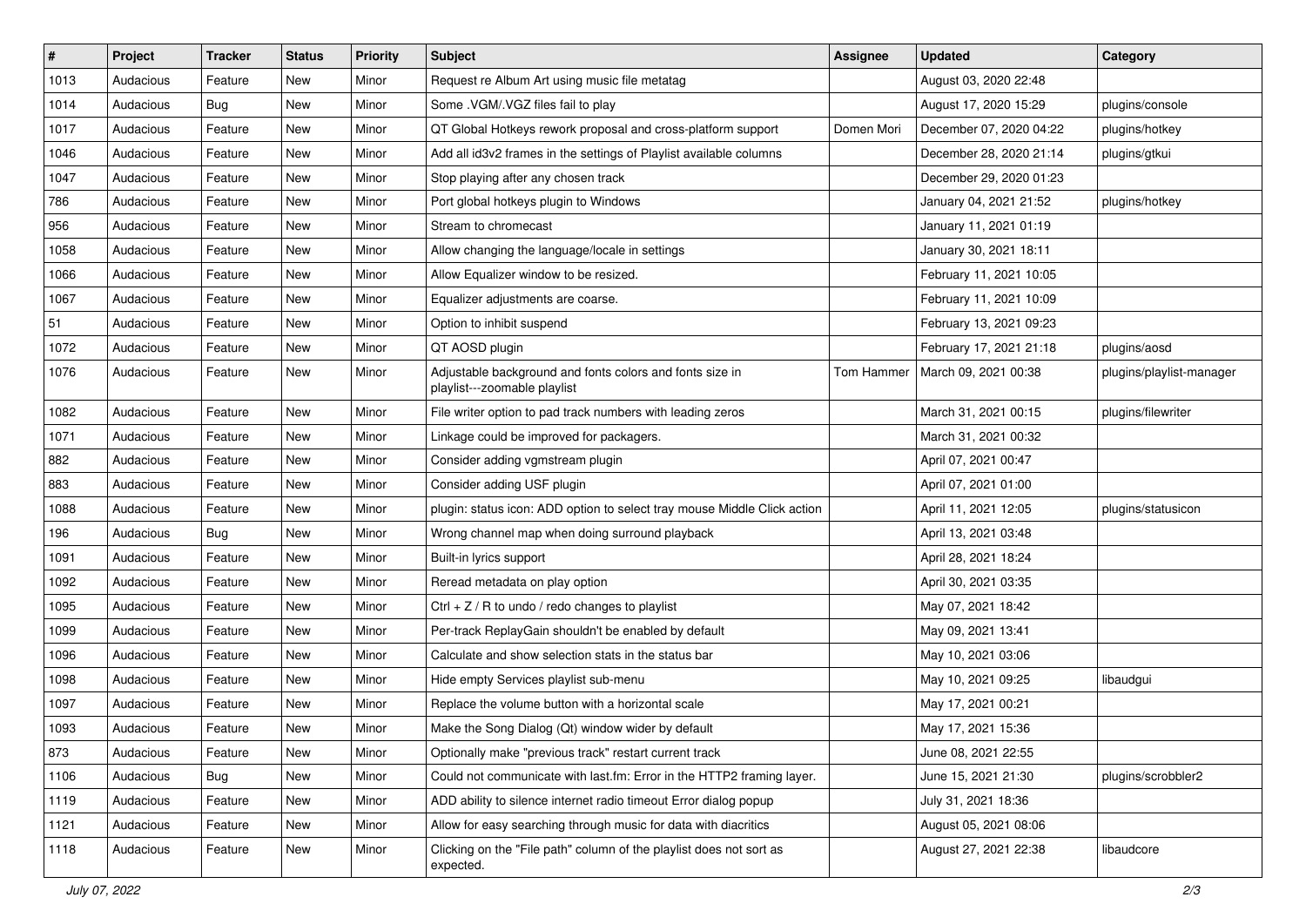| # | Project | Tracker | Status | Priority | Subject | Assignee | Updated | Category |
|---|---|---|---|---|---|---|---|---|
| 1013 | Audacious | Feature | New | Minor | Request re Album Art using music file metatag | | August 03, 2020 22:48 | |
| 1014 | Audacious | Bug | New | Minor | Some .VGM/.VGZ files fail to play | | August 17, 2020 15:29 | plugins/console |
| 1017 | Audacious | Feature | New | Minor | QT Global Hotkeys rework proposal and cross-platform support | Domen Mori | December 07, 2020 04:22 | plugins/hotkey |
| 1046 | Audacious | Feature | New | Minor | Add all id3v2 frames in the settings of Playlist available columns | | December 28, 2020 21:14 | plugins/gtkui |
| 1047 | Audacious | Feature | New | Minor | Stop playing after any chosen track | | December 29, 2020 01:23 | |
| 786 | Audacious | Feature | New | Minor | Port global hotkeys plugin to Windows | | January 04, 2021 21:52 | plugins/hotkey |
| 956 | Audacious | Feature | New | Minor | Stream to chromecast | | January 11, 2021 01:19 | |
| 1058 | Audacious | Feature | New | Minor | Allow changing the language/locale in settings | | January 30, 2021 18:11 | |
| 1066 | Audacious | Feature | New | Minor | Allow Equalizer window to be resized. | | February 11, 2021 10:05 | |
| 1067 | Audacious | Feature | New | Minor | Equalizer adjustments are coarse. | | February 11, 2021 10:09 | |
| 51 | Audacious | Feature | New | Minor | Option to inhibit suspend | | February 13, 2021 09:23 | |
| 1072 | Audacious | Feature | New | Minor | QT AOSD plugin | | February 17, 2021 21:18 | plugins/aosd |
| 1076 | Audacious | Feature | New | Minor | Adjustable background and fonts colors and fonts size in playlist---zoomable playlist | Tom Hammer | March 09, 2021 00:38 | plugins/playlist-manager |
| 1082 | Audacious | Feature | New | Minor | File writer option to pad track numbers with leading zeros | | March 31, 2021 00:15 | plugins/filewriter |
| 1071 | Audacious | Feature | New | Minor | Linkage could be improved for packagers. | | March 31, 2021 00:32 | |
| 882 | Audacious | Feature | New | Minor | Consider adding vgmstream plugin | | April 07, 2021 00:47 | |
| 883 | Audacious | Feature | New | Minor | Consider adding USF plugin | | April 07, 2021 01:00 | |
| 1088 | Audacious | Feature | New | Minor | plugin: status icon: ADD option to select tray mouse Middle Click action | | April 11, 2021 12:05 | plugins/statusicon |
| 196 | Audacious | Bug | New | Minor | Wrong channel map when doing surround playback | | April 13, 2021 03:48 | |
| 1091 | Audacious | Feature | New | Minor | Built-in lyrics support | | April 28, 2021 18:24 | |
| 1092 | Audacious | Feature | New | Minor | Reread metadata on play option | | April 30, 2021 03:35 | |
| 1095 | Audacious | Feature | New | Minor | Ctrl + Z / R to undo / redo changes to playlist | | May 07, 2021 18:42 | |
| 1099 | Audacious | Feature | New | Minor | Per-track ReplayGain shouldn't be enabled by default | | May 09, 2021 13:41 | |
| 1096 | Audacious | Feature | New | Minor | Calculate and show selection stats in the status bar | | May 10, 2021 03:06 | |
| 1098 | Audacious | Feature | New | Minor | Hide empty Services playlist sub-menu | | May 10, 2021 09:25 | libaudgui |
| 1097 | Audacious | Feature | New | Minor | Replace the volume button with a horizontal scale | | May 17, 2021 00:21 | |
| 1093 | Audacious | Feature | New | Minor | Make the Song Dialog (Qt) window wider by default | | May 17, 2021 15:36 | |
| 873 | Audacious | Feature | New | Minor | Optionally make "previous track" restart current track | | June 08, 2021 22:55 | |
| 1106 | Audacious | Bug | New | Minor | Could not communicate with last.fm: Error in the HTTP2 framing layer. | | June 15, 2021 21:30 | plugins/scrobbler2 |
| 1119 | Audacious | Feature | New | Minor | ADD ability to silence internet radio timeout Error dialog popup | | July 31, 2021 18:36 | |
| 1121 | Audacious | Feature | New | Minor | Allow for easy searching through music for data with diacritics | | August 05, 2021 08:06 | |
| 1118 | Audacious | Feature | New | Minor | Clicking on the "File path" column of the playlist does not sort as expected. | | August 27, 2021 22:38 | libaudcore |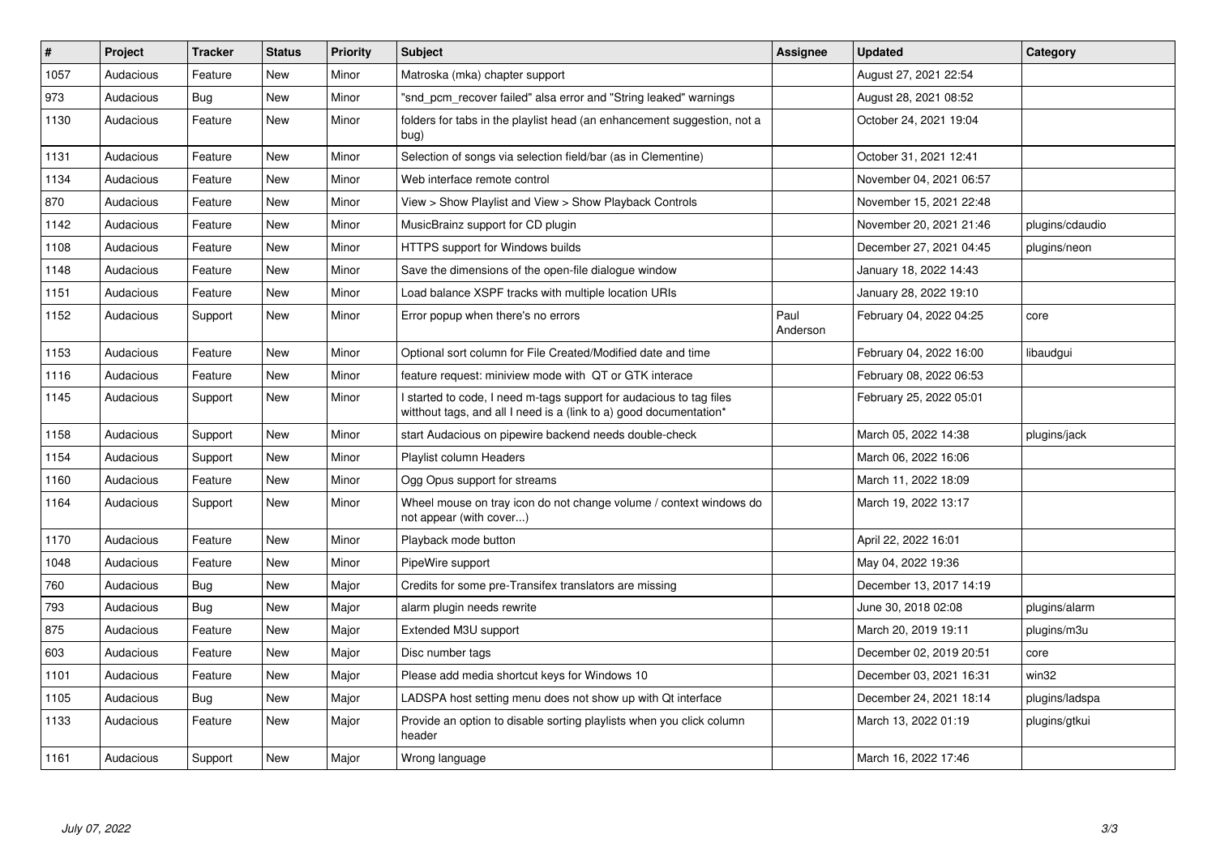| # | Project | Tracker | Status | Priority | Subject | Assignee | Updated | Category |
|---|---|---|---|---|---|---|---|---|
| 1057 | Audacious | Feature | New | Minor | Matroska (mka) chapter support | | August 27, 2021 22:54 | |
| 973 | Audacious | Bug | New | Minor | "snd_pcm_recover failed" alsa error and "String leaked" warnings | | August 28, 2021 08:52 | |
| 1130 | Audacious | Feature | New | Minor | folders for tabs in the playlist head (an enhancement suggestion, not a bug) | | October 24, 2021 19:04 | |
| 1131 | Audacious | Feature | New | Minor | Selection of songs via selection field/bar (as in Clementine) | | October 31, 2021 12:41 | |
| 1134 | Audacious | Feature | New | Minor | Web interface remote control | | November 04, 2021 06:57 | |
| 870 | Audacious | Feature | New | Minor | View > Show Playlist and View > Show Playback Controls | | November 15, 2021 22:48 | |
| 1142 | Audacious | Feature | New | Minor | MusicBrainz support for CD plugin | | November 20, 2021 21:46 | plugins/cdaudio |
| 1108 | Audacious | Feature | New | Minor | HTTPS support for Windows builds | | December 27, 2021 04:45 | plugins/neon |
| 1148 | Audacious | Feature | New | Minor | Save the dimensions of the open-file dialogue window | | January 18, 2022 14:43 | |
| 1151 | Audacious | Feature | New | Minor | Load balance XSPF tracks with multiple location URIs | | January 28, 2022 19:10 | |
| 1152 | Audacious | Support | New | Minor | Error popup when there's no errors | Paul Anderson | February 04, 2022 04:25 | core |
| 1153 | Audacious | Feature | New | Minor | Optional sort column for File Created/Modified date and time | | February 04, 2022 16:00 | libaudgui |
| 1116 | Audacious | Feature | New | Minor | feature request: miniview mode with QT or GTK interace | | February 08, 2022 06:53 | |
| 1145 | Audacious | Support | New | Minor | I started to code, I need m-tags support for audacious to tag files witthout tags, and all I need is a (link to a) good documentation* | | February 25, 2022 05:01 | |
| 1158 | Audacious | Support | New | Minor | start Audacious on pipewire backend needs double-check | | March 05, 2022 14:38 | plugins/jack |
| 1154 | Audacious | Support | New | Minor | Playlist column Headers | | March 06, 2022 16:06 | |
| 1160 | Audacious | Feature | New | Minor | Ogg Opus support for streams | | March 11, 2022 18:09 | |
| 1164 | Audacious | Support | New | Minor | Wheel mouse on tray icon do not change volume / context windows do not appear (with cover...) | | March 19, 2022 13:17 | |
| 1170 | Audacious | Feature | New | Minor | Playback mode button | | April 22, 2022 16:01 | |
| 1048 | Audacious | Feature | New | Minor | PipeWire support | | May 04, 2022 19:36 | |
| 760 | Audacious | Bug | New | Major | Credits for some pre-Transifex translators are missing | | December 13, 2017 14:19 | |
| 793 | Audacious | Bug | New | Major | alarm plugin needs rewrite | | June 30, 2018 02:08 | plugins/alarm |
| 875 | Audacious | Feature | New | Major | Extended M3U support | | March 20, 2019 19:11 | plugins/m3u |
| 603 | Audacious | Feature | New | Major | Disc number tags | | December 02, 2019 20:51 | core |
| 1101 | Audacious | Feature | New | Major | Please add media shortcut keys for Windows 10 | | December 03, 2021 16:31 | win32 |
| 1105 | Audacious | Bug | New | Major | LADSPA host setting menu does not show up with Qt interface | | December 24, 2021 18:14 | plugins/ladspa |
| 1133 | Audacious | Feature | New | Major | Provide an option to disable sorting playlists when you click column header | | March 13, 2022 01:19 | plugins/gtkui |
| 1161 | Audacious | Support | New | Major | Wrong language | | March 16, 2022 17:46 | |